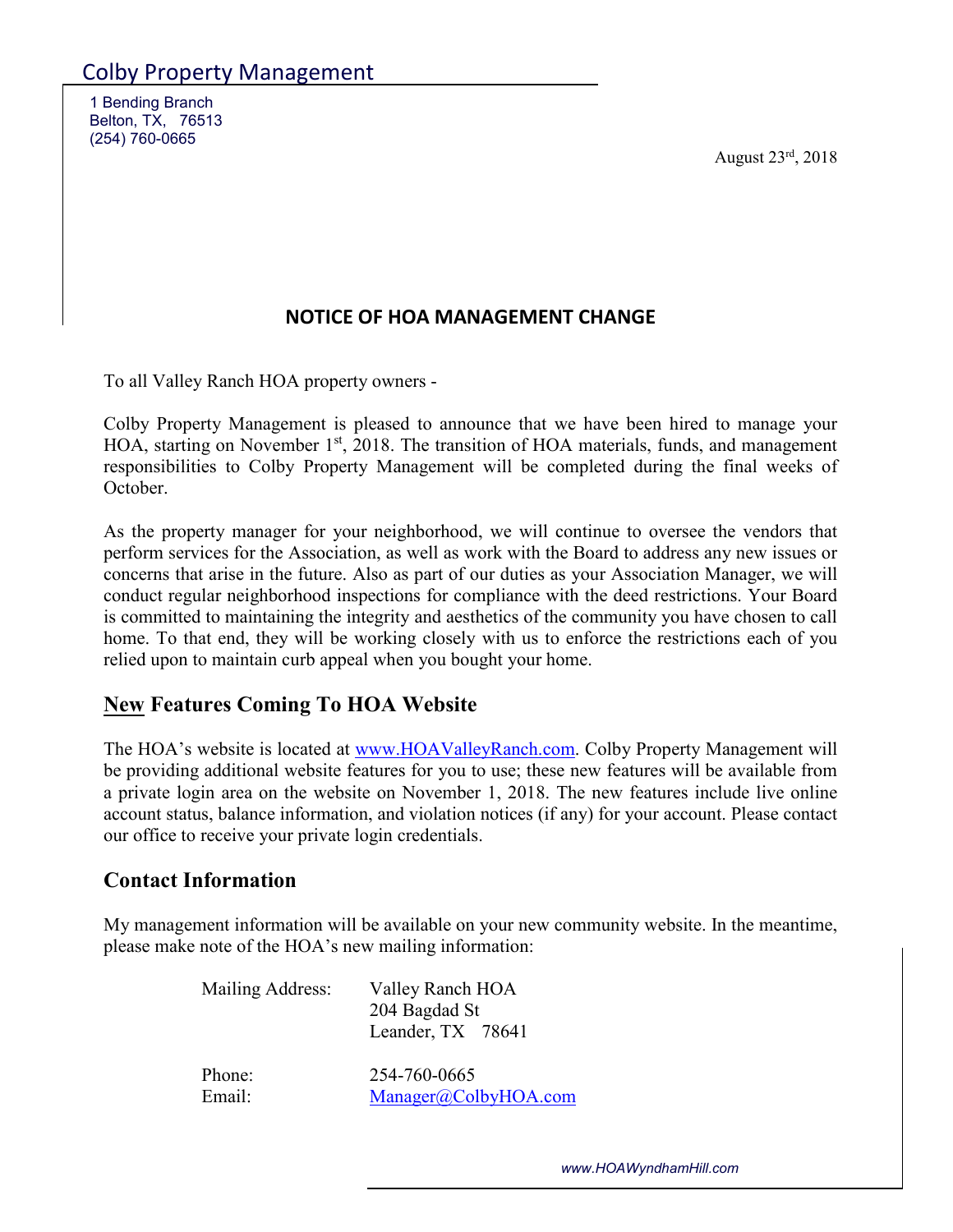Colby Property Management

1 Bending Branch
Belton, TX, 76513
(254) 760-0665

August 23rd, 2018

## NOTICE OF HOA MANAGEMENT CHANGE

To all Valley Ranch HOA property owners -

Colby Property Management is pleased to announce that we have been hired to manage your HOA, starting on November 1st, 2018. The transition of HOA materials, funds, and management responsibilities to Colby Property Management will be completed during the final weeks of October.

As the property manager for your neighborhood, we will continue to oversee the vendors that perform services for the Association, as well as work with the Board to address any new issues or concerns that arise in the future. Also as part of our duties as your Association Manager, we will conduct regular neighborhood inspections for compliance with the deed restrictions. Your Board is committed to maintaining the integrity and aesthetics of the community you have chosen to call home. To that end, they will be working closely with us to enforce the restrictions each of you relied upon to maintain curb appeal when you bought your home.

## New Features Coming To HOA Website

The HOA's website is located at www.HOAValleyRanch.com. Colby Property Management will be providing additional website features for you to use; these new features will be available from a private login area on the website on November 1, 2018. The new features include live online account status, balance information, and violation notices (if any) for your account. Please contact our office to receive your private login credentials.

## Contact Information

My management information will be available on your new community website. In the meantime, please make note of the HOA's new mailing information:

Mailing Address: Valley Ranch HOA
204 Bagdad St
Leander, TX 78641

Phone: 254-760-0665
Email: Manager@ColbyHOA.com

*www.HOAWyndhamHill.com*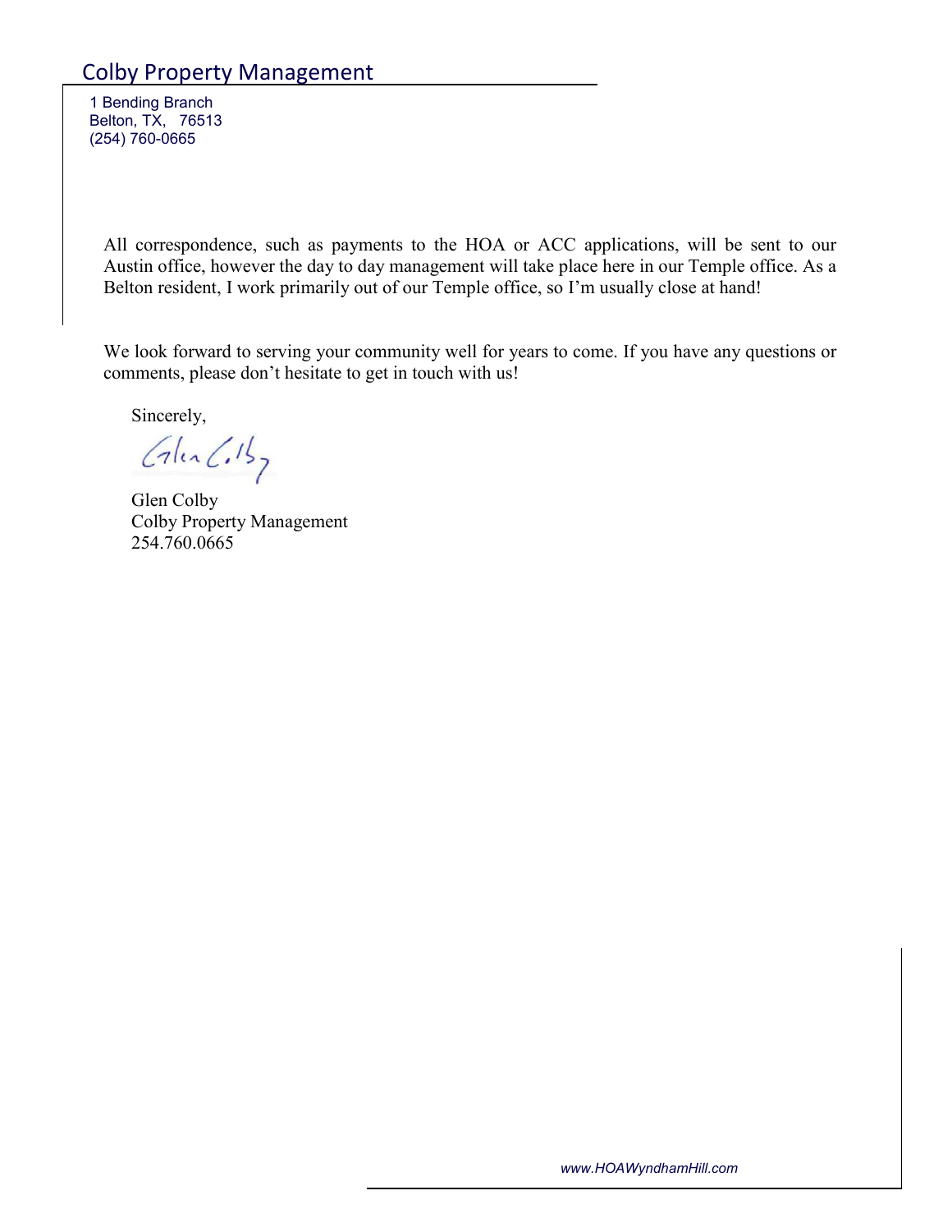# Colby Property Management

1 Bending Branch
Belton, TX, 76513
(254) 760-0665

All correspondence, such as payments to the HOA or ACC applications, will be sent to our Austin office, however the day to day management will take place here in our Temple office. As a Belton resident, I work primarily out of our Temple office, so I'm usually close at hand!

We look forward to serving your community well for years to come. If you have any questions or comments, please don't hesitate to get in touch with us!

Sincerely,

Glen Colby
Colby Property Management
254.760.0665

*www.HOAWyndhamHill.com*